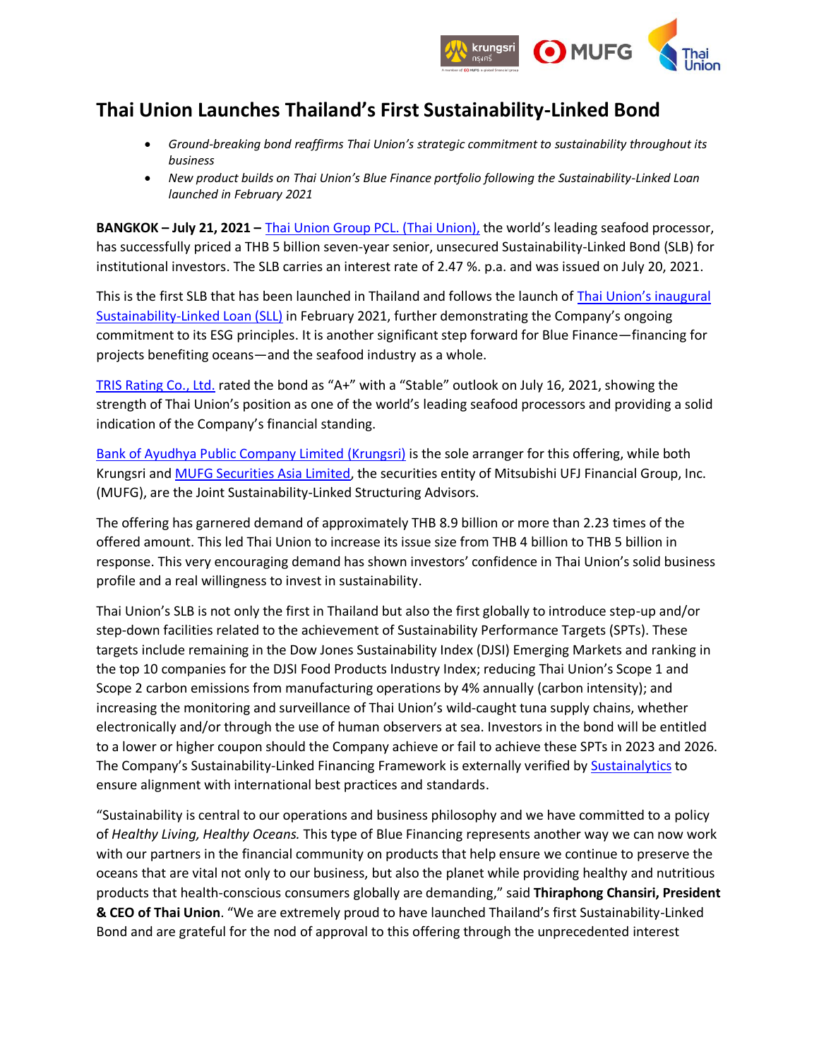# Thai Union Launches Thailand's First Sustainability-Linked Bond

- *Ground-breaking bond reaffirms Thai Union's strategic commitment to sustainability throughout its business*
- *New product builds on Thai Union's Blue Finance portfolio following the Sustainability-Linked Loan launched in February 2021*

**BANGKOK – July 21, 2021 –** Thai Union Group PCL. (Thai Union), the world's leading seafood processor, has successfully priced a THB 5 billion seven-year senior, unsecured Sustainability-Linked Bond (SLB) for institutional investors. The SLB carries an interest rate of 2.47 %. p.a. and was issued on July 20, 2021.

This is the first SLB that has been launched in Thailand and follows the launch of Thai Union's inaugural Sustainability-Linked Loan (SLL) in February 2021, further demonstrating the Company's ongoing commitment to its ESG principles. It is another significant step forward for Blue Finance—financing for projects benefiting oceans—and the seafood industry as a whole.

TRIS Rating Co., Ltd. rated the bond as "A+" with a "Stable" outlook on July 16, 2021, showing the strength of Thai Union's position as one of the world's leading seafood processors and providing a solid indication of the Company's financial standing.

Bank of Ayudhya Public Company Limited (Krungsri) is the sole arranger for this offering, while both Krungsri and MUFG Securities Asia Limited, the securities entity of Mitsubishi UFJ Financial Group, Inc. (MUFG), are the Joint Sustainability-Linked Structuring Advisors.

The offering has garnered demand of approximately THB 8.9 billion or more than 2.23 times of the offered amount. This led Thai Union to increase its issue size from THB 4 billion to THB 5 billion in response. This very encouraging demand has shown investors' confidence in Thai Union's solid business profile and a real willingness to invest in sustainability.

Thai Union's SLB is not only the first in Thailand but also the first globally to introduce step-up and/or step-down facilities related to the achievement of Sustainability Performance Targets (SPTs). These targets include remaining in the Dow Jones Sustainability Index (DJSI) Emerging Markets and ranking in the top 10 companies for the DJSI Food Products Industry Index; reducing Thai Union's Scope 1 and Scope 2 carbon emissions from manufacturing operations by 4% annually (carbon intensity); and increasing the monitoring and surveillance of Thai Union's wild-caught tuna supply chains, whether electronically and/or through the use of human observers at sea. Investors in the bond will be entitled to a lower or higher coupon should the Company achieve or fail to achieve these SPTs in 2023 and 2026. The Company's Sustainability-Linked Financing Framework is externally verified by Sustainalytics to ensure alignment with international best practices and standards.

"Sustainability is central to our operations and business philosophy and we have committed to a policy of *Healthy Living, Healthy Oceans.* This type of Blue Financing represents another way we can now work with our partners in the financial community on products that help ensure we continue to preserve the oceans that are vital not only to our business, but also the planet while providing healthy and nutritious products that health-conscious consumers globally are demanding," said **Thiraphong Chansiri, President & CEO of Thai Union**. "We are extremely proud to have launched Thailand's first Sustainability-Linked Bond and are grateful for the nod of approval to this offering through the unprecedented interest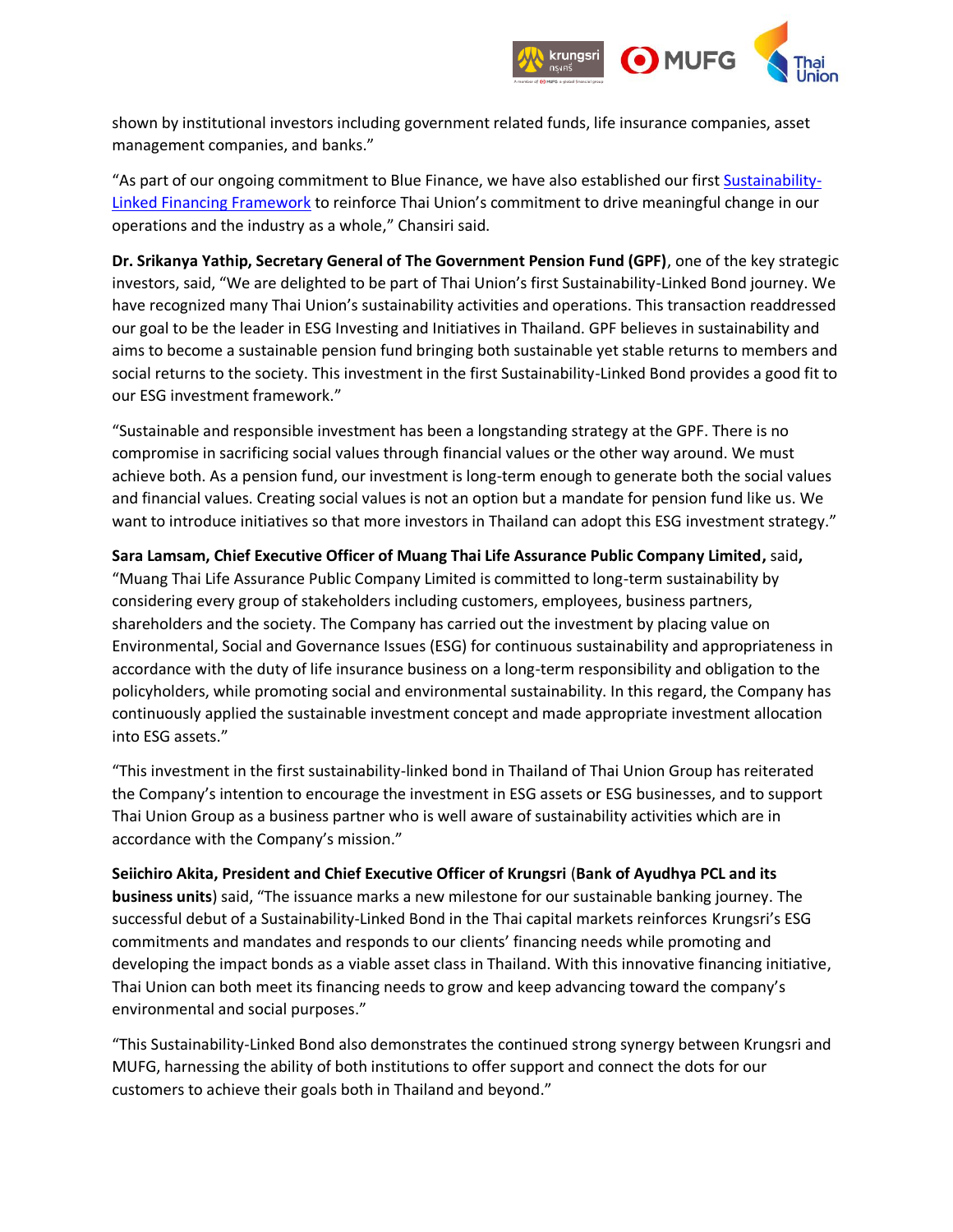shown by institutional investors including government related funds, life insurance companies, asset management companies, and banks."

"As part of our ongoing commitment to Blue Finance, we have also established our first Sustainability-Linked Financing Framework to reinforce Thai Union's commitment to drive meaningful change in our operations and the industry as a whole," Chansiri said.

**Dr. Srikanya Yathip, Secretary General of The Government Pension Fund (GPF)**, one of the key strategic investors, said, "We are delighted to be part of Thai Union's first Sustainability-Linked Bond journey. We have recognized many Thai Union's sustainability activities and operations. This transaction readdressed our goal to be the leader in ESG Investing and Initiatives in Thailand. GPF believes in sustainability and aims to become a sustainable pension fund bringing both sustainable yet stable returns to members and social returns to the society. This investment in the first Sustainability-Linked Bond provides a good fit to our ESG investment framework."

"Sustainable and responsible investment has been a longstanding strategy at the GPF. There is no compromise in sacrificing social values through financial values or the other way around. We must achieve both. As a pension fund, our investment is long-term enough to generate both the social values and financial values. Creating social values is not an option but a mandate for pension fund like us. We want to introduce initiatives so that more investors in Thailand can adopt this ESG investment strategy."

**Sara Lamsam, Chief Executive Officer of Muang Thai Life Assurance Public Company Limited,** said**,** "Muang Thai Life Assurance Public Company Limited is committed to long-term sustainability by considering every group of stakeholders including customers, employees, business partners, shareholders and the society. The Company has carried out the investment by placing value on Environmental, Social and Governance Issues (ESG) for continuous sustainability and appropriateness in accordance with the duty of life insurance business on a long-term responsibility and obligation to the policyholders, while promoting social and environmental sustainability. In this regard, the Company has continuously applied the sustainable investment concept and made appropriate investment allocation into ESG assets."

"This investment in the first sustainability-linked bond in Thailand of Thai Union Group has reiterated the Company's intention to encourage the investment in ESG assets or ESG businesses, and to support Thai Union Group as a business partner who is well aware of sustainability activities which are in accordance with the Company's mission."

**Seiichiro Akita, President and Chief Executive Officer of Krungsri** (**Bank of Ayudhya PCL and its business units**) said, "The issuance marks a new milestone for our sustainable banking journey. The successful debut of a Sustainability-Linked Bond in the Thai capital markets reinforces Krungsri's ESG commitments and mandates and responds to our clients' financing needs while promoting and developing the impact bonds as a viable asset class in Thailand. With this innovative financing initiative, Thai Union can both meet its financing needs to grow and keep advancing toward the company's environmental and social purposes."

"This Sustainability-Linked Bond also demonstrates the continued strong synergy between Krungsri and MUFG, harnessing the ability of both institutions to offer support and connect the dots for our customers to achieve their goals both in Thailand and beyond."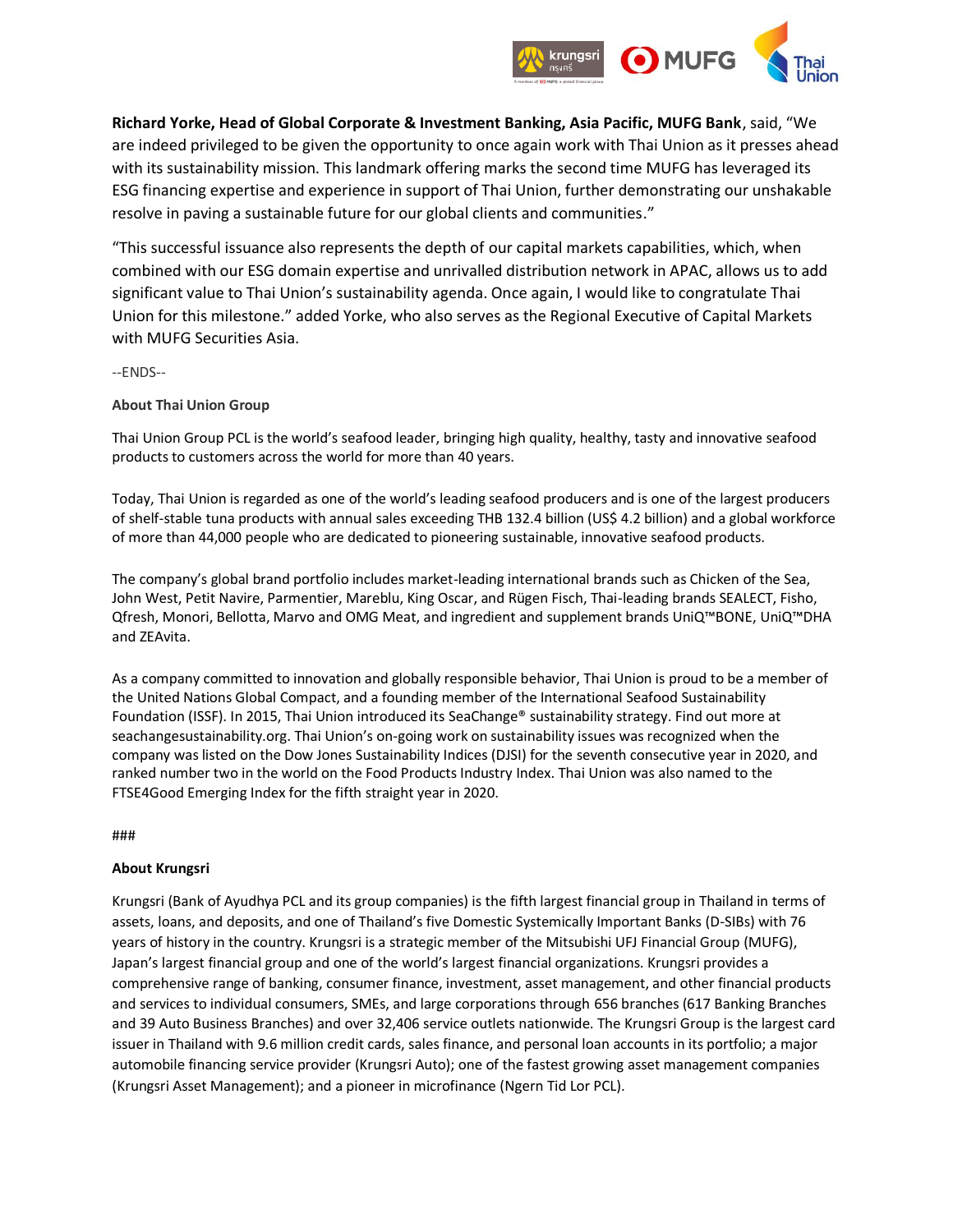**Richard Yorke, Head of Global Corporate & Investment Banking, Asia Pacific, MUFG Bank**, said, "We are indeed privileged to be given the opportunity to once again work with Thai Union as it presses ahead with its sustainability mission. This landmark offering marks the second time MUFG has leveraged its ESG financing expertise and experience in support of Thai Union, further demonstrating our unshakable resolve in paving a sustainable future for our global clients and communities."

"This successful issuance also represents the depth of our capital markets capabilities, which, when combined with our ESG domain expertise and unrivalled distribution network in APAC, allows us to add significant value to Thai Union's sustainability agenda. Once again, I would like to congratulate Thai Union for this milestone." added Yorke, who also serves as the Regional Executive of Capital Markets with MUFG Securities Asia.

--ENDS--

**About Thai Union Group**

Thai Union Group PCL is the world's seafood leader, bringing high quality, healthy, tasty and innovative seafood products to customers across the world for more than 40 years.

Today, Thai Union is regarded as one of the world's leading seafood producers and is one of the largest producers of shelf-stable tuna products with annual sales exceeding THB 132.4 billion (US$ 4.2 billion) and a global workforce of more than 44,000 people who are dedicated to pioneering sustainable, innovative seafood products.

The company's global brand portfolio includes market-leading international brands such as Chicken of the Sea, John West, Petit Navire, Parmentier, Mareblu, King Oscar, and Rügen Fisch, Thai-leading brands SEALECT, Fisho, Qfresh, Monori, Bellotta, Marvo and OMG Meat, and ingredient and supplement brands UniQ™BONE, UniQ™DHA and ZEAvita.

As a company committed to innovation and globally responsible behavior, Thai Union is proud to be a member of the United Nations Global Compact, and a founding member of the International Seafood Sustainability Foundation (ISSF). In 2015, Thai Union introduced its SeaChange® sustainability strategy. Find out more at seachangesustainability.org. Thai Union's on-going work on sustainability issues was recognized when the company was listed on the Dow Jones Sustainability Indices (DJSI) for the seventh consecutive year in 2020, and ranked number two in the world on the Food Products Industry Index. Thai Union was also named to the FTSE4Good Emerging Index for the fifth straight year in 2020.

###

**About Krungsri**

Krungsri (Bank of Ayudhya PCL and its group companies) is the fifth largest financial group in Thailand in terms of assets, loans, and deposits, and one of Thailand's five Domestic Systemically Important Banks (D-SIBs) with 76 years of history in the country. Krungsri is a strategic member of the Mitsubishi UFJ Financial Group (MUFG), Japan's largest financial group and one of the world's largest financial organizations. Krungsri provides a comprehensive range of banking, consumer finance, investment, asset management, and other financial products and services to individual consumers, SMEs, and large corporations through 656 branches (617 Banking Branches and 39 Auto Business Branches) and over 32,406 service outlets nationwide. The Krungsri Group is the largest card issuer in Thailand with 9.6 million credit cards, sales finance, and personal loan accounts in its portfolio; a major automobile financing service provider (Krungsri Auto); one of the fastest growing asset management companies (Krungsri Asset Management); and a pioneer in microfinance (Ngern Tid Lor PCL).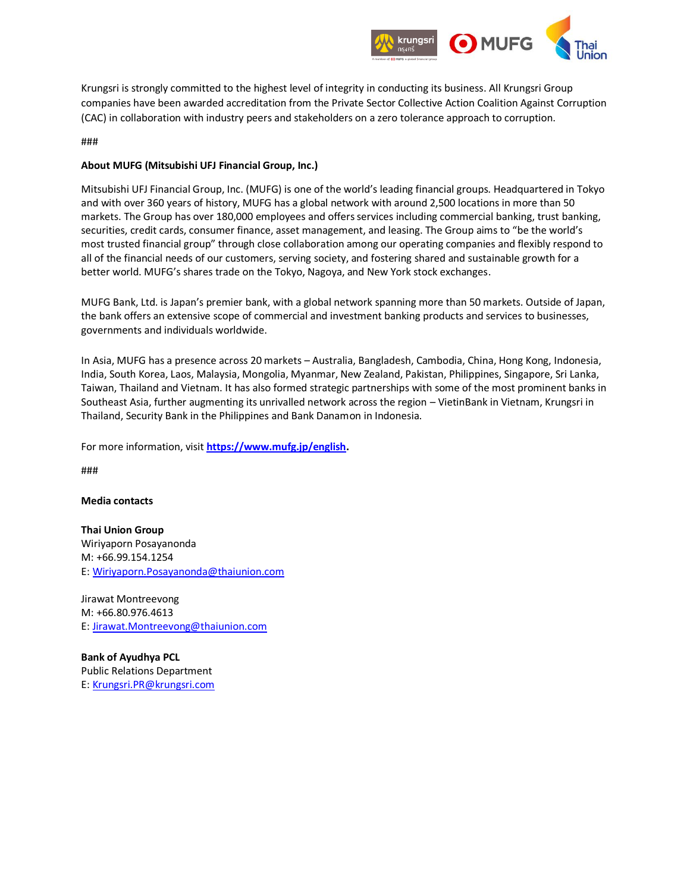Krungsri is strongly committed to the highest level of integrity in conducting its business. All Krungsri Group companies have been awarded accreditation from the Private Sector Collective Action Coalition Against Corruption (CAC) in collaboration with industry peers and stakeholders on a zero tolerance approach to corruption.

###

**About MUFG (Mitsubishi UFJ Financial Group, Inc.)**

Mitsubishi UFJ Financial Group, Inc. (MUFG) is one of the world's leading financial groups. Headquartered in Tokyo and with over 360 years of history, MUFG has a global network with around 2,500 locations in more than 50 markets. The Group has over 180,000 employees and offers services including commercial banking, trust banking, securities, credit cards, consumer finance, asset management, and leasing. The Group aims to "be the world's most trusted financial group" through close collaboration among our operating companies and flexibly respond to all of the financial needs of our customers, serving society, and fostering shared and sustainable growth for a better world. MUFG's shares trade on the Tokyo, Nagoya, and New York stock exchanges.

MUFG Bank, Ltd. is Japan's premier bank, with a global network spanning more than 50 markets. Outside of Japan, the bank offers an extensive scope of commercial and investment banking products and services to businesses, governments and individuals worldwide.

In Asia, MUFG has a presence across 20 markets – Australia, Bangladesh, Cambodia, China, Hong Kong, Indonesia, India, South Korea, Laos, Malaysia, Mongolia, Myanmar, New Zealand, Pakistan, Philippines, Singapore, Sri Lanka, Taiwan, Thailand and Vietnam. It has also formed strategic partnerships with some of the most prominent banks in Southeast Asia, further augmenting its unrivalled network across the region – VietinBank in Vietnam, Krungsri in Thailand, Security Bank in the Philippines and Bank Danamon in Indonesia.

For more information, visit **https://www.mufg.jp/english**.

###

**Media contacts**

**Thai Union Group**
Wiriyaporn Posayanonda
M: +66.99.154.1254
E: Wiriyaporn.Posayanonda@thaiunion.com

Jirawat Montreevong
M: +66.80.976.4613
E: Jirawat.Montreevong@thaiunion.com

**Bank of Ayudhya PCL**
Public Relations Department
E: Krungsri.PR@krungsri.com